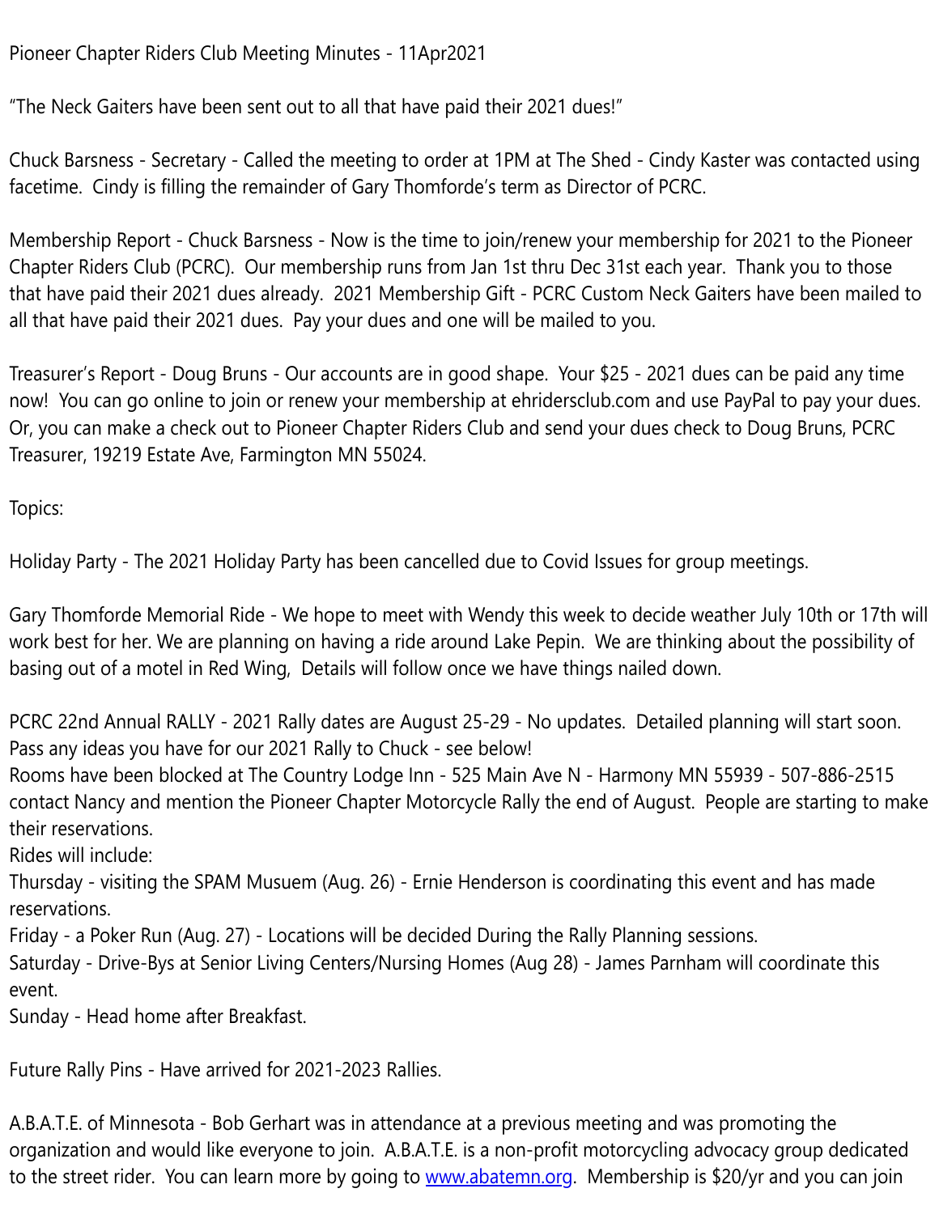Pioneer Chapter Riders Club Meeting Minutes - 11Apr2021

“The Neck Gaiters have been sent out to all that have paid their 2021 dues!”

Chuck Barsness - Secretary - Called the meeting to order at 1PM at The Shed - Cindy Kaster was contacted using facetime. Cindy is filling the remainder of Gary Thomforde’s term as Director of PCRC.

Membership Report - Chuck Barsness - Now is the time to join/renew your membership for 2021 to the Pioneer Chapter Riders Club (PCRC). Our membership runs from Jan 1st thru Dec 31st each year. Thank you to those that have paid their 2021 dues already. 2021 Membership Gift - PCRC Custom Neck Gaiters have been mailed to all that have paid their 2021 dues. Pay your dues and one will be mailed to you.

Treasurer’s Report - Doug Bruns - Our accounts are in good shape. Your $25 - 2021 dues can be paid any time now! You can go online to join or renew your membership at ehridersclub.com and use PayPal to pay your dues. Or, you can make a check out to Pioneer Chapter Riders Club and send your dues check to Doug Bruns, PCRC Treasurer, 19219 Estate Ave, Farmington MN 55024.

Topics:

Holiday Party - The 2021 Holiday Party has been cancelled due to Covid Issues for group meetings.

Gary Thomforde Memorial Ride - We hope to meet with Wendy this week to decide weather July 10th or 17th will work best for her. We are planning on having a ride around Lake Pepin. We are thinking about the possibility of basing out of a motel in Red Wing, Details will follow once we have things nailed down.

PCRC 22nd Annual RALLY - 2021 Rally dates are August 25-29 - No updates. Detailed planning will start soon. Pass any ideas you have for our 2021 Rally to Chuck - see below!
Rooms have been blocked at The Country Lodge Inn - 525 Main Ave N - Harmony MN 55939 - 507-886-2515 contact Nancy and mention the Pioneer Chapter Motorcycle Rally the end of August. People are starting to make their reservations.
Rides will include:
Thursday - visiting the SPAM Musuem (Aug. 26) - Ernie Henderson is coordinating this event and has made reservations.
Friday - a Poker Run (Aug. 27) - Locations will be decided During the Rally Planning sessions.
Saturday - Drive-Bys at Senior Living Centers/Nursing Homes (Aug 28) - James Parnham will coordinate this event.
Sunday - Head home after Breakfast.

Future Rally Pins - Have arrived for 2021-2023 Rallies.

A.B.A.T.E. of Minnesota - Bob Gerhart was in attendance at a previous meeting and was promoting the organization and would like everyone to join. A.B.A.T.E. is a non-profit motorcycling advocacy group dedicated to the street rider. You can learn more by going to [www.abatemn.org](http://www.abatemn.org). Membership is $20/yr and you can join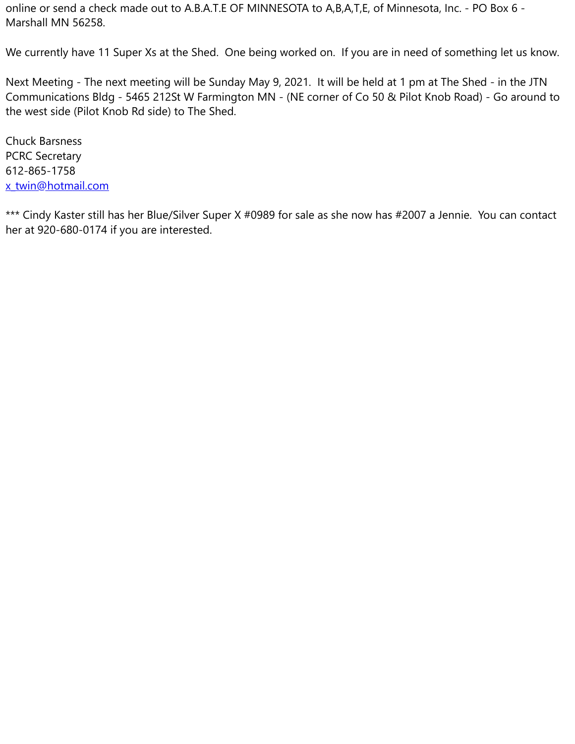online or send a check made out to A.B.A.T.E OF MINNESOTA to A,B,A,T,E, of Minnesota, Inc. - PO Box 6 - Marshall MN 56258.

We currently have 11 Super Xs at the Shed. One being worked on. If you are in need of something let us know.

Next Meeting - The next meeting will be Sunday May 9, 2021. It will be held at 1 pm at The Shed - in the JTN Communications Bldg - 5465 212St W Farmington MN - (NE corner of Co 50 & Pilot Knob Road) - Go around to the west side (Pilot Knob Rd side) to The Shed.

Chuck Barsness  
PCRC Secretary  
612-865-1758  
x_twin@hotmail.com

*** Cindy Kaster still has her Blue/Silver Super X #0989 for sale as she now has #2007 a Jennie. You can contact her at 920-680-0174 if you are interested.